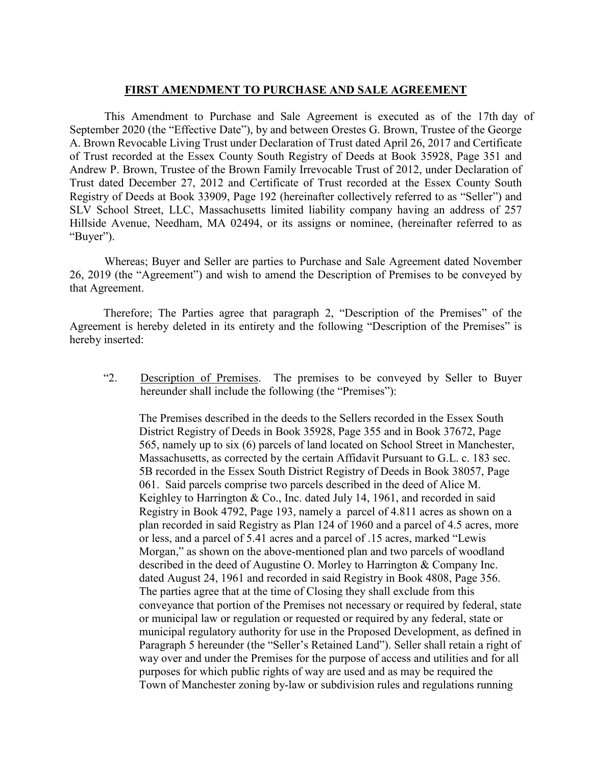# FIRST AMENDMENT TO PURCHASE AND SALE AGREEMENT

This Amendment to Purchase and Sale Agreement is executed as of the 17th day of September 2020 (the "Effective Date"), by and between Orestes G. Brown, Trustee of the George A. Brown Revocable Living Trust under Declaration of Trust dated April 26, 2017 and Certificate of Trust recorded at the Essex County South Registry of Deeds at Book 35928, Page 351 and Andrew P. Brown, Trustee of the Brown Family Irrevocable Trust of 2012, under Declaration of Trust dated December 27, 2012 and Certificate of Trust recorded at the Essex County South Registry of Deeds at Book 33909, Page 192 (hereinafter collectively referred to as "Seller") and SLV School Street, LLC, Massachusetts limited liability company having an address of 257 Hillside Avenue, Needham, MA 02494, or its assigns or nominee, (hereinafter referred to as "Buyer").

Whereas; Buyer and Seller are parties to Purchase and Sale Agreement dated November 26, 2019 (the "Agreement") and wish to amend the Description of Premises to be conveyed by that Agreement.

Therefore; The Parties agree that paragraph 2, "Description of the Premises" of the Agreement is hereby deleted in its entirety and the following "Description of the Premises" is hereby inserted:

> "2. <u>Description of Premises</u>. The premises to be conveyed by Seller to Buyer hereunder shall include the following (the "Premises"):
>
> The Premises described in the deeds to the Sellers recorded in the Essex South District Registry of Deeds in Book 35928, Page 355 and in Book 37672, Page 565, namely up to six (6) parcels of land located on School Street in Manchester, Massachusetts, as corrected by the certain Affidavit Pursuant to G.L. c. 183 sec. 5B recorded in the Essex South District Registry of Deeds in Book 38057, Page 061. Said parcels comprise two parcels described in the deed of Alice M. Keighley to Harrington & Co., Inc. dated July 14, 1961, and recorded in said Registry in Book 4792, Page 193, namely a parcel of 4.811 acres as shown on a plan recorded in said Registry as Plan 124 of 1960 and a parcel of 4.5 acres, more or less, and a parcel of 5.41 acres and a parcel of .15 acres, marked "Lewis Morgan," as shown on the above-mentioned plan and two parcels of woodland described in the deed of Augustine O. Morley to Harrington & Company Inc. dated August 24, 1961 and recorded in said Registry in Book 4808, Page 356. The parties agree that at the time of Closing they shall exclude from this conveyance that portion of the Premises not necessary or required by federal, state or municipal law or regulation or requested or required by any federal, state or municipal regulatory authority for use in the Proposed Development, as defined in Paragraph 5 hereunder (the "Seller's Retained Land"). Seller shall retain a right of way over and under the Premises for the purpose of access and utilities and for all purposes for which public rights of way are used and as may be required the Town of Manchester zoning by-law or subdivision rules and regulations running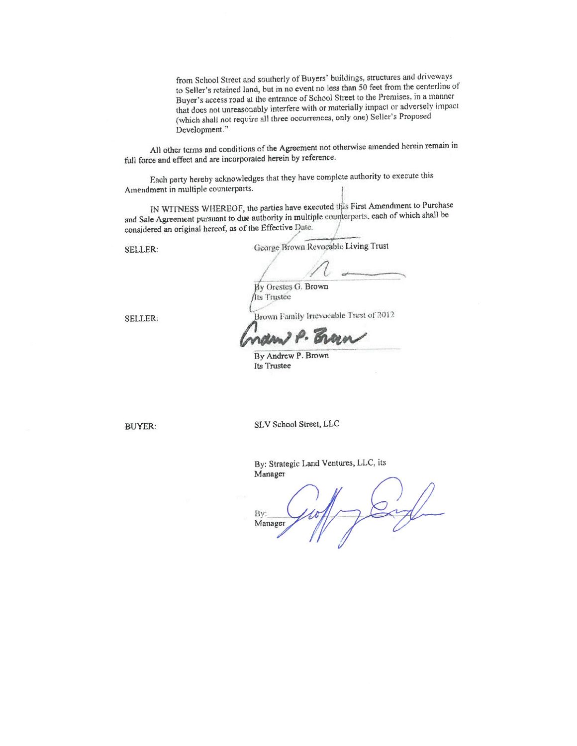from School Street and southerly of Buyers' buildings, structures and driveways to Seller's retained land, but in no event no less than 50 feet from the centerline of Buyer's access road at the entrance of School Street to the Premises, in a manner that does not unreasonably interfere with or materially impact or adversely impact (which shall not require all three occurrences, only one) Seller's Proposed Development."

All other terms and conditions of the Agreement not otherwise amended herein remain in full force and effect and are incorporated herein by reference.

Each party hereby acknowledges that they have complete authority to execute this Amendment in multiple counterparts.

IN WITNESS WHEREOF, the parties have executed this First Amendment to Purchase and Sale Agreement pursuant to due authority in multiple counterparts, each of which shall be considered an original hereof, as of the Effective Date.

SELLER: George Brown Revocable Living Trust

By Orestes G. Brown
Its Trustee

SELLER: Brown Family Irrevocable Trust of 2012

By Andrew P. Brown
Its Trustee

BUYER: SLV School Street, LLC

By: Strategic Land Ventures, LLC, its Manager

By: ______________
Manager